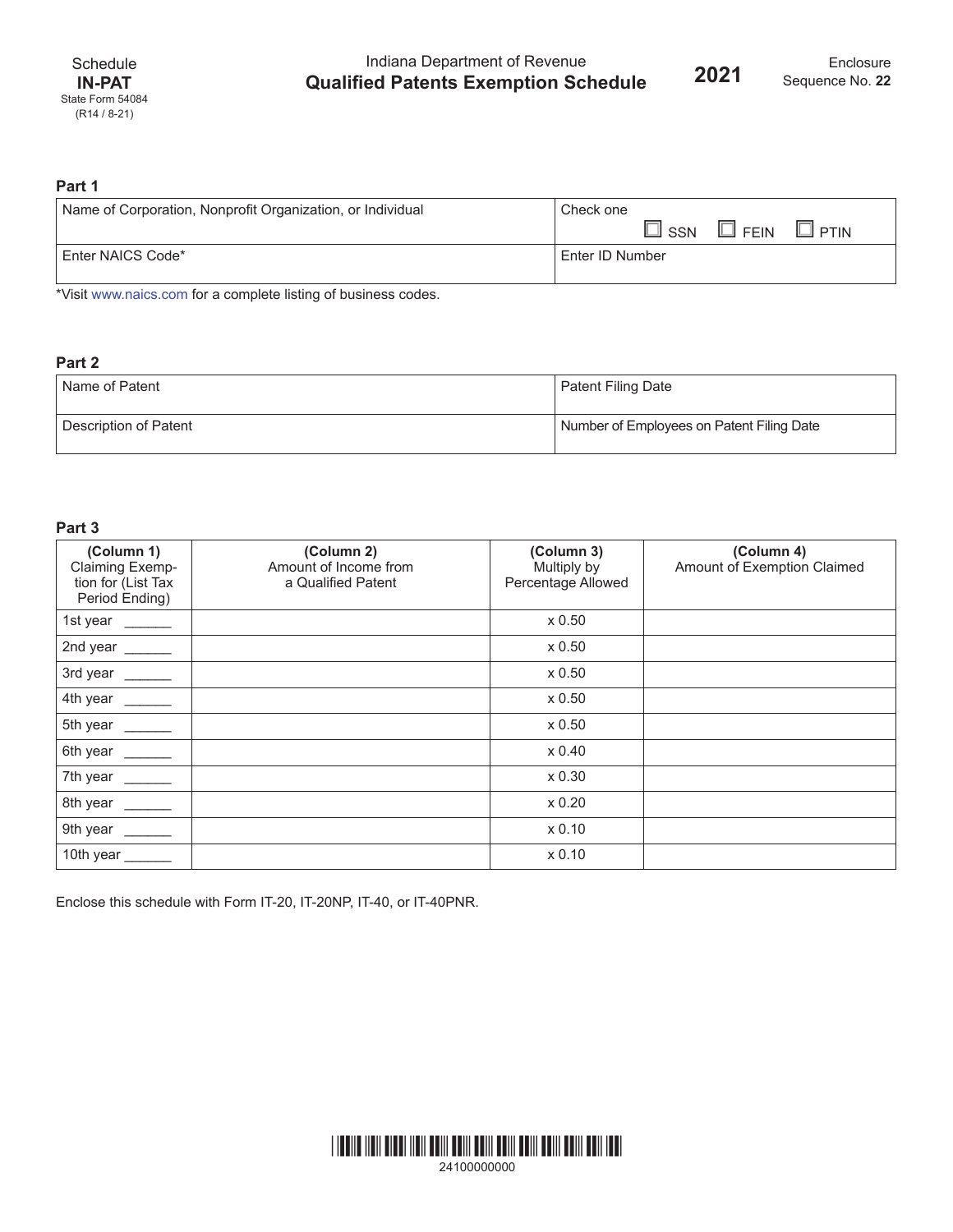Schedule **IN-PAT**
State Form 54084
(R14 / 8-21)

Indiana Department of Revenue

# Qualified Patents Exemption Schedule

**2021**

Enclosure Sequence No. **22**

## Part 1

| Name of Corporation, Nonprofit Organization, or Individual | Check one ☐ SSN ☐ FEIN ☐ PTIN |
|---|---|
| Enter NAICS Code* | Enter ID Number |

*Visit www.naics.com for a complete listing of business codes.

## Part 2

| Name of Patent | Patent Filing Date |
|---|---|
| Description of Patent | Number of Employees on Patent Filing Date |

## Part 3

| (Column 1) Claiming Exemption for (List Tax Period Ending) | (Column 2) Amount of Income from a Qualified Patent | (Column 3) Multiply by Percentage Allowed | (Column 4) Amount of Exemption Claimed |
|---|---|---|---|
| 1st year ______ | | x 0.50 | |
| 2nd year ______ | | x 0.50 | |
| 3rd year ______ | | x 0.50 | |
| 4th year ______ | | x 0.50 | |
| 5th year ______ | | x 0.50 | |
| 6th year ______ | | x 0.40 | |
| 7th year ______ | | x 0.30 | |
| 8th year ______ | | x 0.20 | |
| 9th year ______ | | x 0.10 | |
| 10th year ______ | | x 0.10 | |

Enclose this schedule with Form IT-20, IT-20NP, IT-40, or IT-40PNR.

24100000000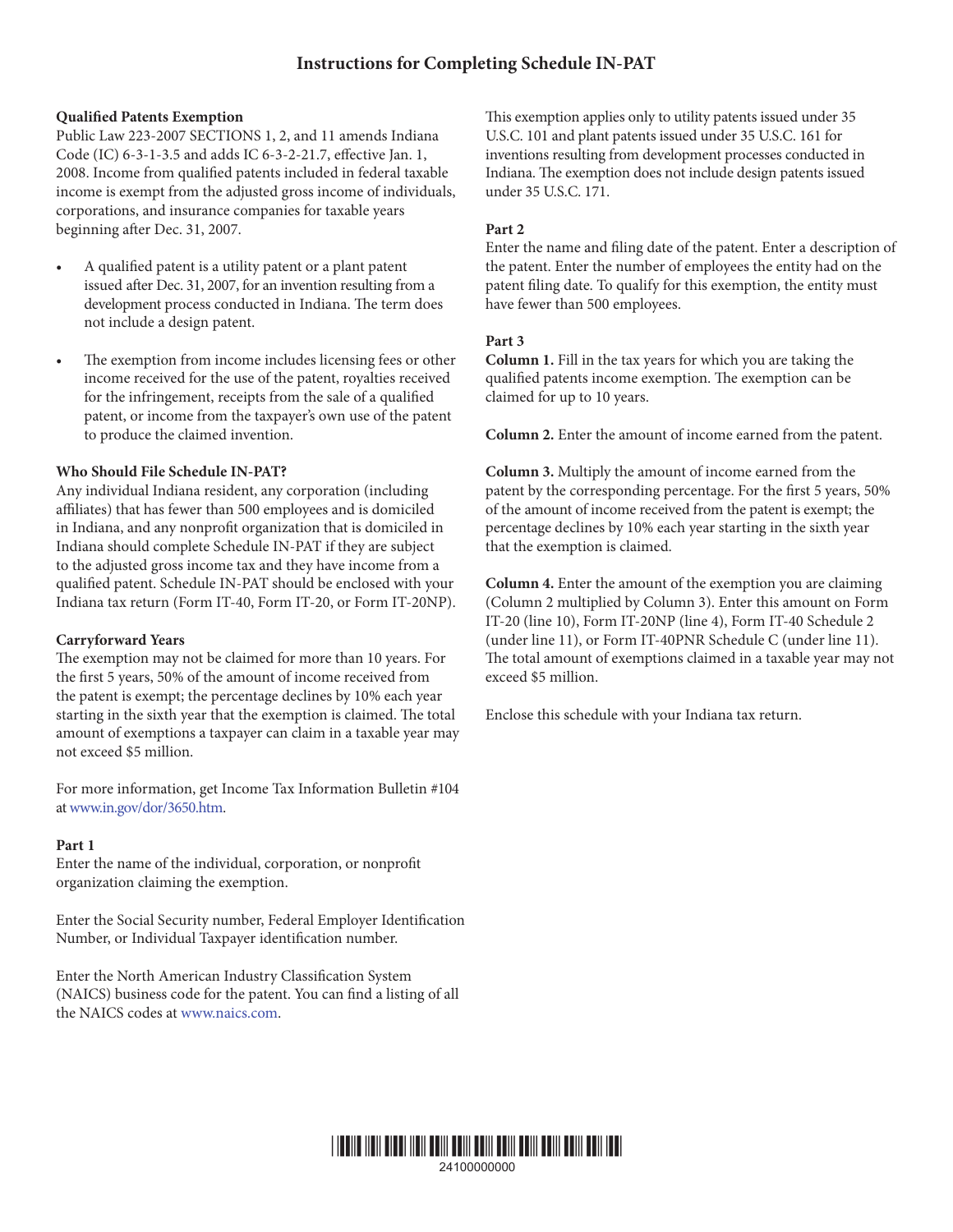# Instructions for Completing Schedule IN-PAT

### Qualified Patents Exemption

Public Law 223-2007 SECTIONS 1, 2, and 11 amends Indiana Code (IC) 6-3-1-3.5 and adds IC 6-3-2-21.7, effective Jan. 1, 2008. Income from qualified patents included in federal taxable income is exempt from the adjusted gross income of individuals, corporations, and insurance companies for taxable years beginning after Dec. 31, 2007.

- A qualified patent is a utility patent or a plant patent issued after Dec. 31, 2007, for an invention resulting from a development process conducted in Indiana. The term does not include a design patent.
- The exemption from income includes licensing fees or other income received for the use of the patent, royalties received for the infringement, receipts from the sale of a qualified patent, or income from the taxpayer's own use of the patent to produce the claimed invention.

### Who Should File Schedule IN-PAT?

Any individual Indiana resident, any corporation (including affiliates) that has fewer than 500 employees and is domiciled in Indiana, and any nonprofit organization that is domiciled in Indiana should complete Schedule IN-PAT if they are subject to the adjusted gross income tax and they have income from a qualified patent. Schedule IN-PAT should be enclosed with your Indiana tax return (Form IT-40, Form IT-20, or Form IT-20NP).

### Carryforward Years

The exemption may not be claimed for more than 10 years. For the first 5 years, 50% of the amount of income received from the patent is exempt; the percentage declines by 10% each year starting in the sixth year that the exemption is claimed. The total amount of exemptions a taxpayer can claim in a taxable year may not exceed $5 million.

For more information, get Income Tax Information Bulletin #104 at www.in.gov/dor/3650.htm.

### Part 1

Enter the name of the individual, corporation, or nonprofit organization claiming the exemption.

Enter the Social Security number, Federal Employer Identification Number, or Individual Taxpayer identification number.

Enter the North American Industry Classification System (NAICS) business code for the patent. You can find a listing of all the NAICS codes at www.naics.com.

This exemption applies only to utility patents issued under 35 U.S.C. 101 and plant patents issued under 35 U.S.C. 161 for inventions resulting from development processes conducted in Indiana. The exemption does not include design patents issued under 35 U.S.C. 171.

### Part 2

Enter the name and filing date of the patent. Enter a description of the patent. Enter the number of employees the entity had on the patent filing date. To qualify for this exemption, the entity must have fewer than 500 employees.

### Part 3

**Column 1.** Fill in the tax years for which you are taking the qualified patents income exemption. The exemption can be claimed for up to 10 years.

**Column 2.** Enter the amount of income earned from the patent.

**Column 3.** Multiply the amount of income earned from the patent by the corresponding percentage. For the first 5 years, 50% of the amount of income received from the patent is exempt; the percentage declines by 10% each year starting in the sixth year that the exemption is claimed.

**Column 4.** Enter the amount of the exemption you are claiming (Column 2 multiplied by Column 3). Enter this amount on Form IT-20 (line 10), Form IT-20NP (line 4), Form IT-40 Schedule 2 (under line 11), or Form IT-40PNR Schedule C (under line 11). The total amount of exemptions claimed in a taxable year may not exceed $5 million.

Enclose this schedule with your Indiana tax return.

24100000000